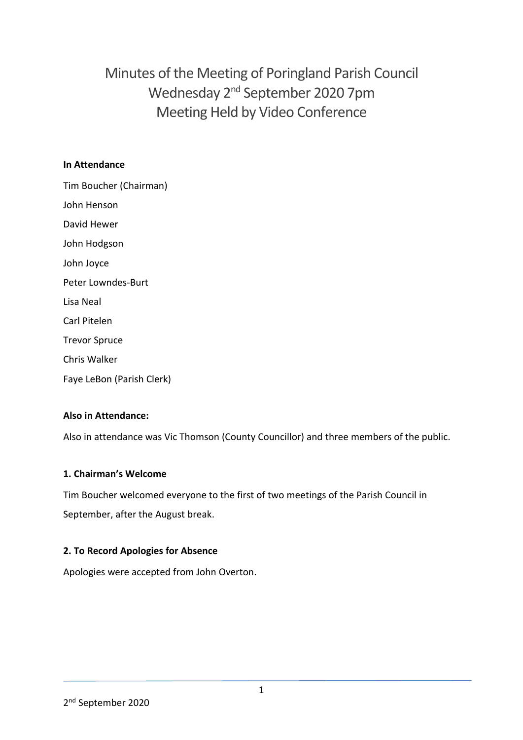# Minutes of the Meeting of Poringland Parish Council
# Wednesday 2nd September 2020 7pm
# Meeting Held by Video Conference

**In Attendance**

Tim Boucher (Chairman)

John Henson

David Hewer

John Hodgson

John Joyce

Peter Lowndes-Burt

Lisa Neal

Carl Pitelen

Trevor Spruce

Chris Walker

Faye LeBon (Parish Clerk)

**Also in Attendance:**

Also in attendance was Vic Thomson (County Councillor) and three members of the public.

**1. Chairman's Welcome**

Tim Boucher welcomed everyone to the first of two meetings of the Parish Council in September, after the August break.

**2. To Record Apologies for Absence**

Apologies were accepted from John Overton.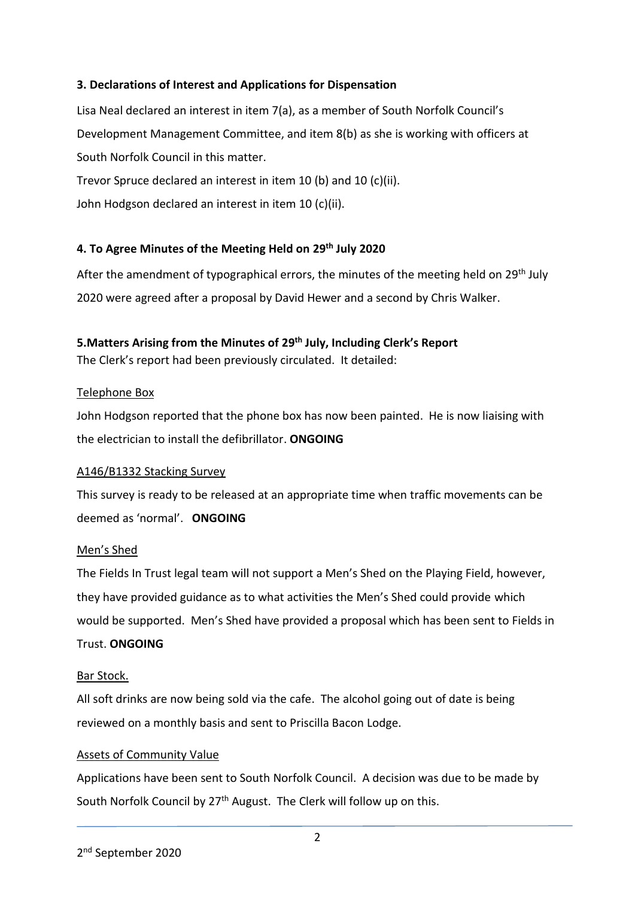### 3. Declarations of Interest and Applications for Dispensation

Lisa Neal declared an interest in item 7(a), as a member of South Norfolk Council's Development Management Committee, and item 8(b) as she is working with officers at South Norfolk Council in this matter.

Trevor Spruce declared an interest in item 10 (b) and 10 (c)(ii).

John Hodgson declared an interest in item 10 (c)(ii).

### 4. To Agree Minutes of the Meeting Held on 29th July 2020

After the amendment of typographical errors, the minutes of the meeting held on 29th July 2020 were agreed after a proposal by David Hewer and a second by Chris Walker.

### 5.Matters Arising from the Minutes of 29th July, Including Clerk's Report

The Clerk's report had been previously circulated. It detailed:

Telephone Box

John Hodgson reported that the phone box has now been painted. He is now liaising with the electrician to install the defibrillator. **ONGOING**

A146/B1332 Stacking Survey

This survey is ready to be released at an appropriate time when traffic movements can be deemed as 'normal'. **ONGOING**

Men's Shed

The Fields In Trust legal team will not support a Men's Shed on the Playing Field, however, they have provided guidance as to what activities the Men's Shed could provide which would be supported. Men's Shed have provided a proposal which has been sent to Fields in Trust. **ONGOING**

Bar Stock.

All soft drinks are now being sold via the cafe. The alcohol going out of date is being reviewed on a monthly basis and sent to Priscilla Bacon Lodge.

Assets of Community Value

Applications have been sent to South Norfolk Council. A decision was due to be made by South Norfolk Council by 27th August. The Clerk will follow up on this.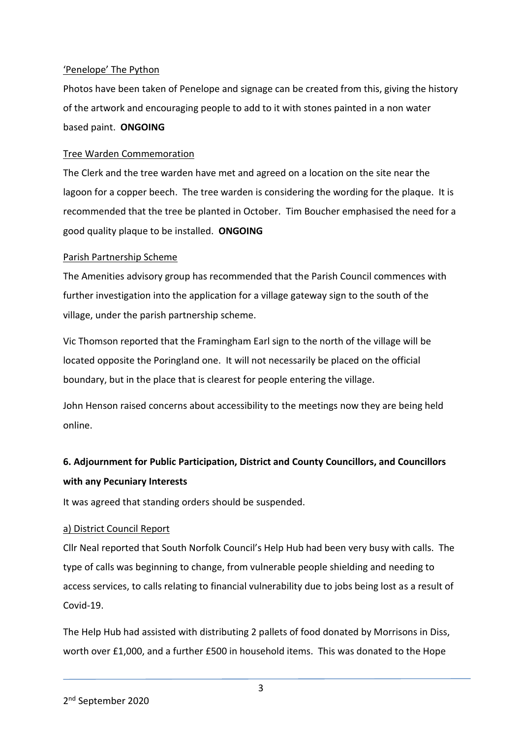'Penelope' The Python

Photos have been taken of Penelope and signage can be created from this, giving the history of the artwork and encouraging people to add to it with stones painted in a non water based paint. **ONGOING**

Tree Warden Commemoration

The Clerk and the tree warden have met and agreed on a location on the site near the lagoon for a copper beech. The tree warden is considering the wording for the plaque. It is recommended that the tree be planted in October. Tim Boucher emphasised the need for a good quality plaque to be installed. **ONGOING**

Parish Partnership Scheme

The Amenities advisory group has recommended that the Parish Council commences with further investigation into the application for a village gateway sign to the south of the village, under the parish partnership scheme.

Vic Thomson reported that the Framingham Earl sign to the north of the village will be located opposite the Poringland one. It will not necessarily be placed on the official boundary, but in the place that is clearest for people entering the village.

John Henson raised concerns about accessibility to the meetings now they are being held online.

**6. Adjournment for Public Participation, District and County Councillors, and Councillors with any Pecuniary Interests**

It was agreed that standing orders should be suspended.

a) District Council Report

Cllr Neal reported that South Norfolk Council's Help Hub had been very busy with calls. The type of calls was beginning to change, from vulnerable people shielding and needing to access services, to calls relating to financial vulnerability due to jobs being lost as a result of Covid-19.

The Help Hub had assisted with distributing 2 pallets of food donated by Morrisons in Diss, worth over £1,000, and a further £500 in household items. This was donated to the Hope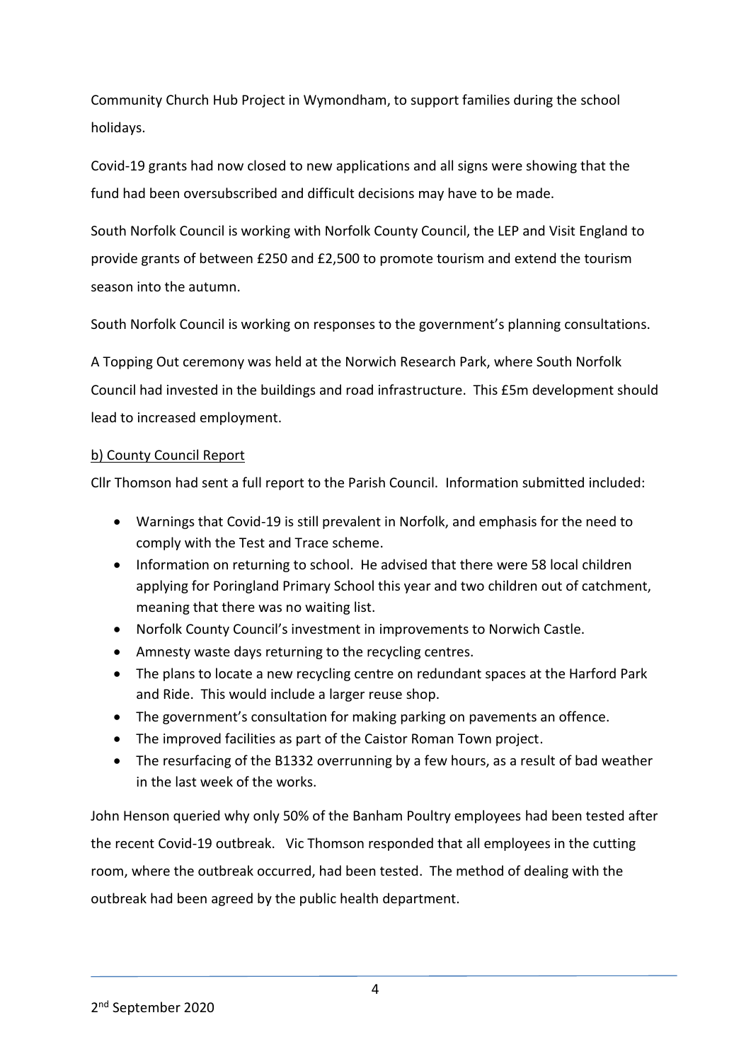Community Church Hub Project in Wymondham, to support families during the school holidays.

Covid-19 grants had now closed to new applications and all signs were showing that the fund had been oversubscribed and difficult decisions may have to be made.

South Norfolk Council is working with Norfolk County Council, the LEP and Visit England to provide grants of between £250 and £2,500 to promote tourism and extend the tourism season into the autumn.

South Norfolk Council is working on responses to the government's planning consultations.

A Topping Out ceremony was held at the Norwich Research Park, where South Norfolk Council had invested in the buildings and road infrastructure. This £5m development should lead to increased employment.

b) County Council Report

Cllr Thomson had sent a full report to the Parish Council. Information submitted included:

- Warnings that Covid-19 is still prevalent in Norfolk, and emphasis for the need to comply with the Test and Trace scheme.
- Information on returning to school. He advised that there were 58 local children applying for Poringland Primary School this year and two children out of catchment, meaning that there was no waiting list.
- Norfolk County Council's investment in improvements to Norwich Castle.
- Amnesty waste days returning to the recycling centres.
- The plans to locate a new recycling centre on redundant spaces at the Harford Park and Ride. This would include a larger reuse shop.
- The government's consultation for making parking on pavements an offence.
- The improved facilities as part of the Caistor Roman Town project.
- The resurfacing of the B1332 overrunning by a few hours, as a result of bad weather in the last week of the works.

John Henson queried why only 50% of the Banham Poultry employees had been tested after the recent Covid-19 outbreak. Vic Thomson responded that all employees in the cutting room, where the outbreak occurred, had been tested. The method of dealing with the outbreak had been agreed by the public health department.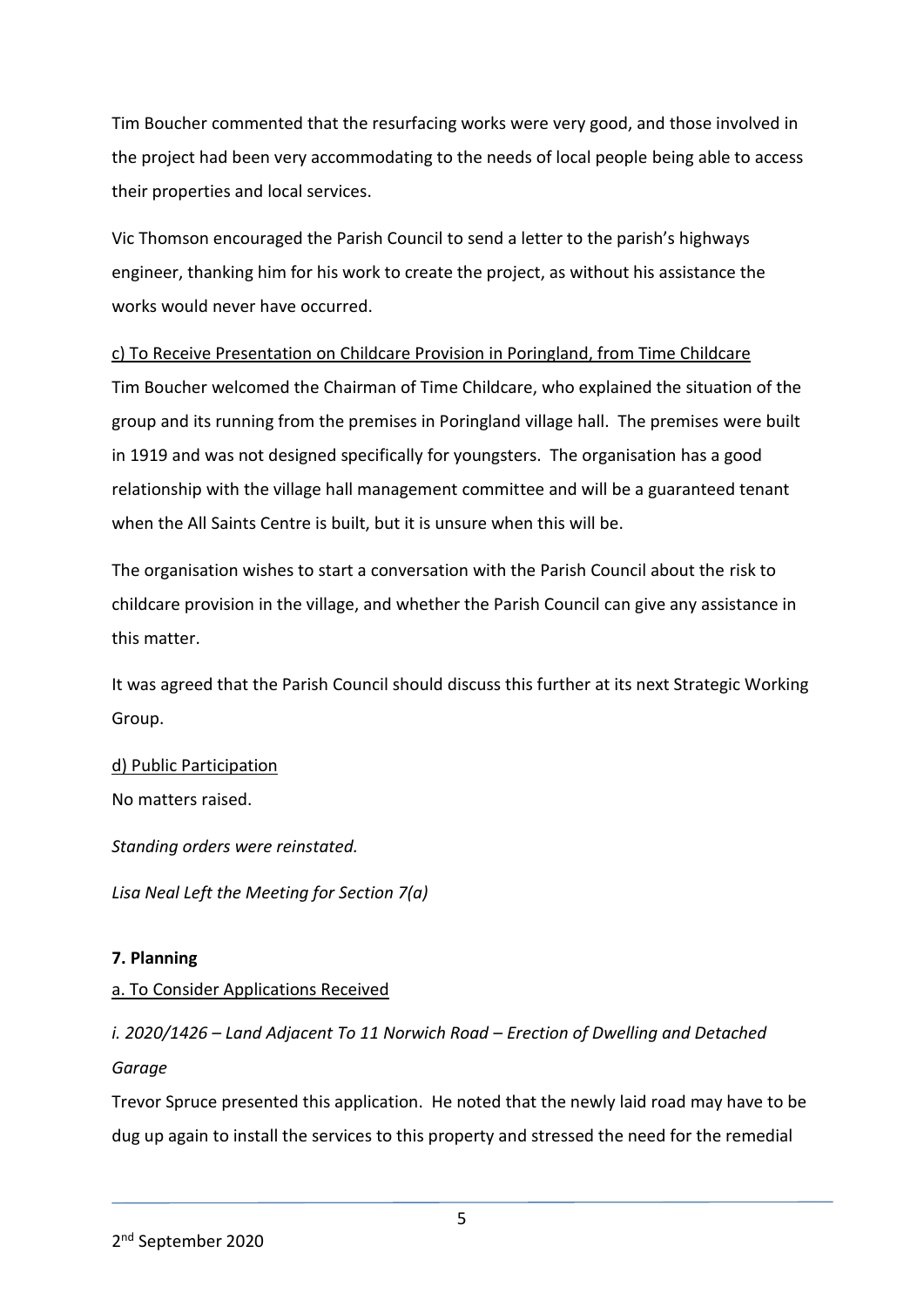Tim Boucher commented that the resurfacing works were very good, and those involved in the project had been very accommodating to the needs of local people being able to access their properties and local services.

Vic Thomson encouraged the Parish Council to send a letter to the parish's highways engineer, thanking him for his work to create the project, as without his assistance the works would never have occurred.

<u>c) To Receive Presentation on Childcare Provision in Poringland, from Time Childcare</u>

Tim Boucher welcomed the Chairman of Time Childcare, who explained the situation of the group and its running from the premises in Poringland village hall. The premises were built in 1919 and was not designed specifically for youngsters. The organisation has a good relationship with the village hall management committee and will be a guaranteed tenant when the All Saints Centre is built, but it is unsure when this will be.

The organisation wishes to start a conversation with the Parish Council about the risk to childcare provision in the village, and whether the Parish Council can give any assistance in this matter.

It was agreed that the Parish Council should discuss this further at its next Strategic Working Group.

<u>d) Public Participation</u>

No matters raised.

*Standing orders were reinstated.*

*Lisa Neal Left the Meeting for Section 7(a)*

**7. Planning**

<u>a. To Consider Applications Received</u>

*i. 2020/1426 – Land Adjacent To 11 Norwich Road – Erection of Dwelling and Detached Garage*

Trevor Spruce presented this application. He noted that the newly laid road may have to be dug up again to install the services to this property and stressed the need for the remedial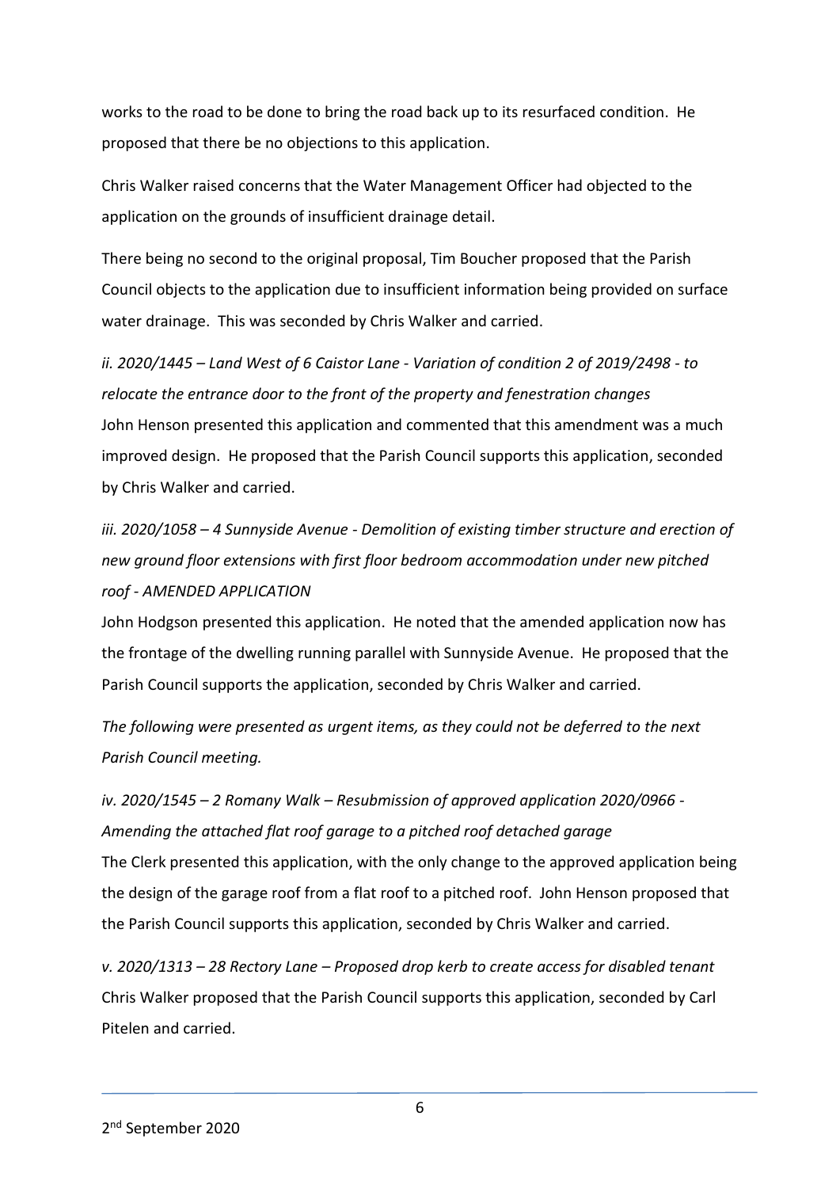works to the road to be done to bring the road back up to its resurfaced condition. He proposed that there be no objections to this application.

Chris Walker raised concerns that the Water Management Officer had objected to the application on the grounds of insufficient drainage detail.

There being no second to the original proposal, Tim Boucher proposed that the Parish Council objects to the application due to insufficient information being provided on surface water drainage. This was seconded by Chris Walker and carried.

*ii. 2020/1445 – Land West of 6 Caistor Lane - Variation of condition 2 of 2019/2498 - to relocate the entrance door to the front of the property and fenestration changes*

John Henson presented this application and commented that this amendment was a much improved design. He proposed that the Parish Council supports this application, seconded by Chris Walker and carried.

*iii. 2020/1058 – 4 Sunnyside Avenue - Demolition of existing timber structure and erection of new ground floor extensions with first floor bedroom accommodation under new pitched roof - AMENDED APPLICATION*

John Hodgson presented this application. He noted that the amended application now has the frontage of the dwelling running parallel with Sunnyside Avenue. He proposed that the Parish Council supports the application, seconded by Chris Walker and carried.

*The following were presented as urgent items, as they could not be deferred to the next Parish Council meeting.*

*iv. 2020/1545 – 2 Romany Walk – Resubmission of approved application 2020/0966 - Amending the attached flat roof garage to a pitched roof detached garage*

The Clerk presented this application, with the only change to the approved application being the design of the garage roof from a flat roof to a pitched roof. John Henson proposed that the Parish Council supports this application, seconded by Chris Walker and carried.

*v. 2020/1313 – 28 Rectory Lane – Proposed drop kerb to create access for disabled tenant*

Chris Walker proposed that the Parish Council supports this application, seconded by Carl Pitelen and carried.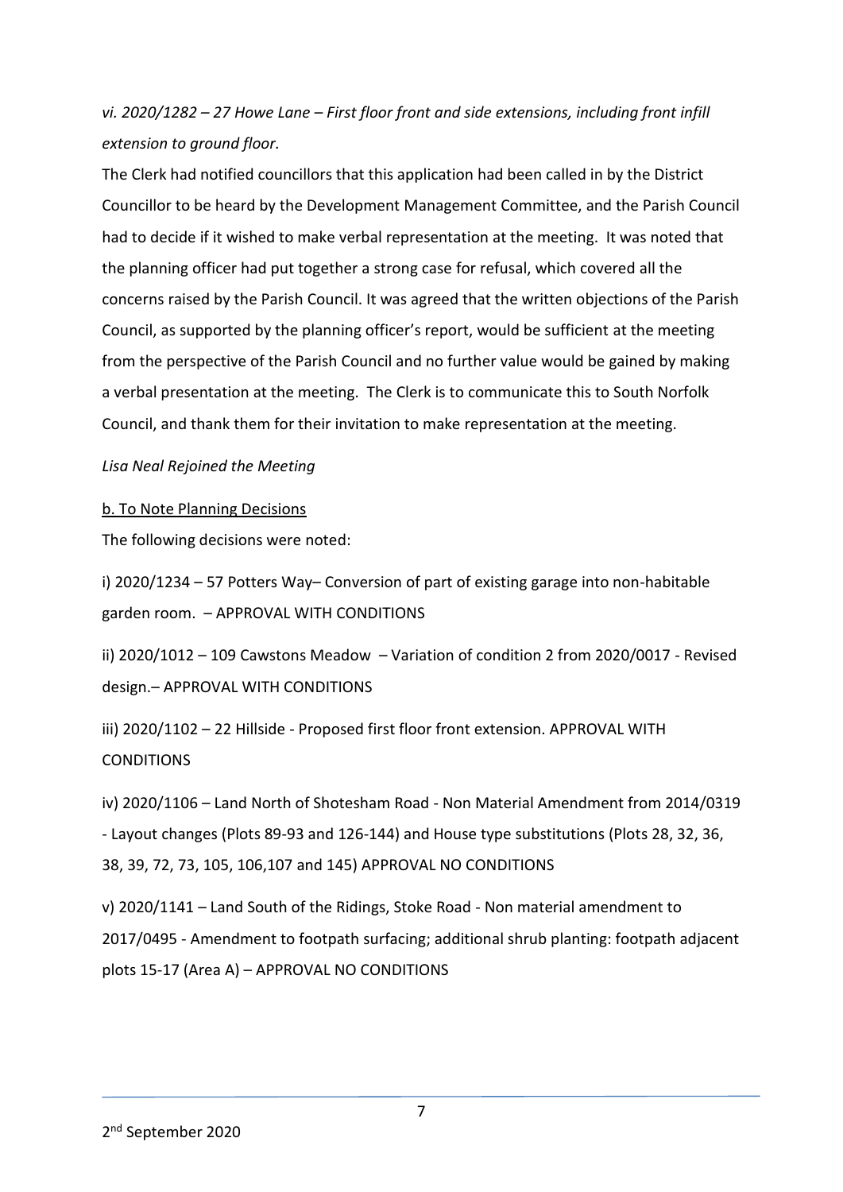*vi. 2020/1282 – 27 Howe Lane – First floor front and side extensions, including front infill extension to ground floor.*

The Clerk had notified councillors that this application had been called in by the District Councillor to be heard by the Development Management Committee, and the Parish Council had to decide if it wished to make verbal representation at the meeting. It was noted that the planning officer had put together a strong case for refusal, which covered all the concerns raised by the Parish Council. It was agreed that the written objections of the Parish Council, as supported by the planning officer's report, would be sufficient at the meeting from the perspective of the Parish Council and no further value would be gained by making a verbal presentation at the meeting. The Clerk is to communicate this to South Norfolk Council, and thank them for their invitation to make representation at the meeting.

*Lisa Neal Rejoined the Meeting*

<u>b. To Note Planning Decisions</u>

The following decisions were noted:

i) 2020/1234 – 57 Potters Way– Conversion of part of existing garage into non-habitable garden room. – APPROVAL WITH CONDITIONS

ii) 2020/1012 – 109 Cawstons Meadow – Variation of condition 2 from 2020/0017 - Revised design.– APPROVAL WITH CONDITIONS

iii) 2020/1102 – 22 Hillside - Proposed first floor front extension. APPROVAL WITH CONDITIONS

iv) 2020/1106 – Land North of Shotesham Road - Non Material Amendment from 2014/0319 - Layout changes (Plots 89-93 and 126-144) and House type substitutions (Plots 28, 32, 36, 38, 39, 72, 73, 105, 106,107 and 145) APPROVAL NO CONDITIONS

v) 2020/1141 – Land South of the Ridings, Stoke Road - Non material amendment to 2017/0495 - Amendment to footpath surfacing; additional shrub planting: footpath adjacent plots 15-17 (Area A) – APPROVAL NO CONDITIONS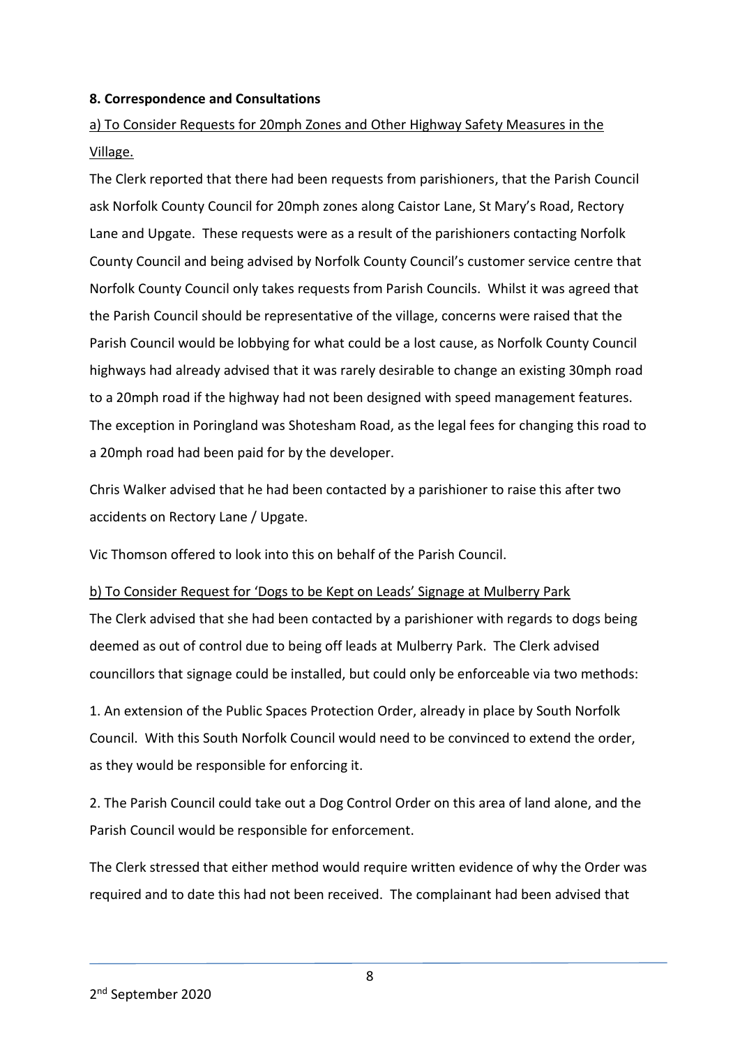**8. Correspondence and Consultations**

a) To Consider Requests for 20mph Zones and Other Highway Safety Measures in the Village.

The Clerk reported that there had been requests from parishioners, that the Parish Council ask Norfolk County Council for 20mph zones along Caistor Lane, St Mary's Road, Rectory Lane and Upgate. These requests were as a result of the parishioners contacting Norfolk County Council and being advised by Norfolk County Council's customer service centre that Norfolk County Council only takes requests from Parish Councils. Whilst it was agreed that the Parish Council should be representative of the village, concerns were raised that the Parish Council would be lobbying for what could be a lost cause, as Norfolk County Council highways had already advised that it was rarely desirable to change an existing 30mph road to a 20mph road if the highway had not been designed with speed management features. The exception in Poringland was Shotesham Road, as the legal fees for changing this road to a 20mph road had been paid for by the developer.

Chris Walker advised that he had been contacted by a parishioner to raise this after two accidents on Rectory Lane / Upgate.

Vic Thomson offered to look into this on behalf of the Parish Council.

b) To Consider Request for 'Dogs to be Kept on Leads' Signage at Mulberry Park

The Clerk advised that she had been contacted by a parishioner with regards to dogs being deemed as out of control due to being off leads at Mulberry Park. The Clerk advised councillors that signage could be installed, but could only be enforceable via two methods:

1. An extension of the Public Spaces Protection Order, already in place by South Norfolk Council. With this South Norfolk Council would need to be convinced to extend the order, as they would be responsible for enforcing it.

2. The Parish Council could take out a Dog Control Order on this area of land alone, and the Parish Council would be responsible for enforcement.

The Clerk stressed that either method would require written evidence of why the Order was required and to date this had not been received. The complainant had been advised that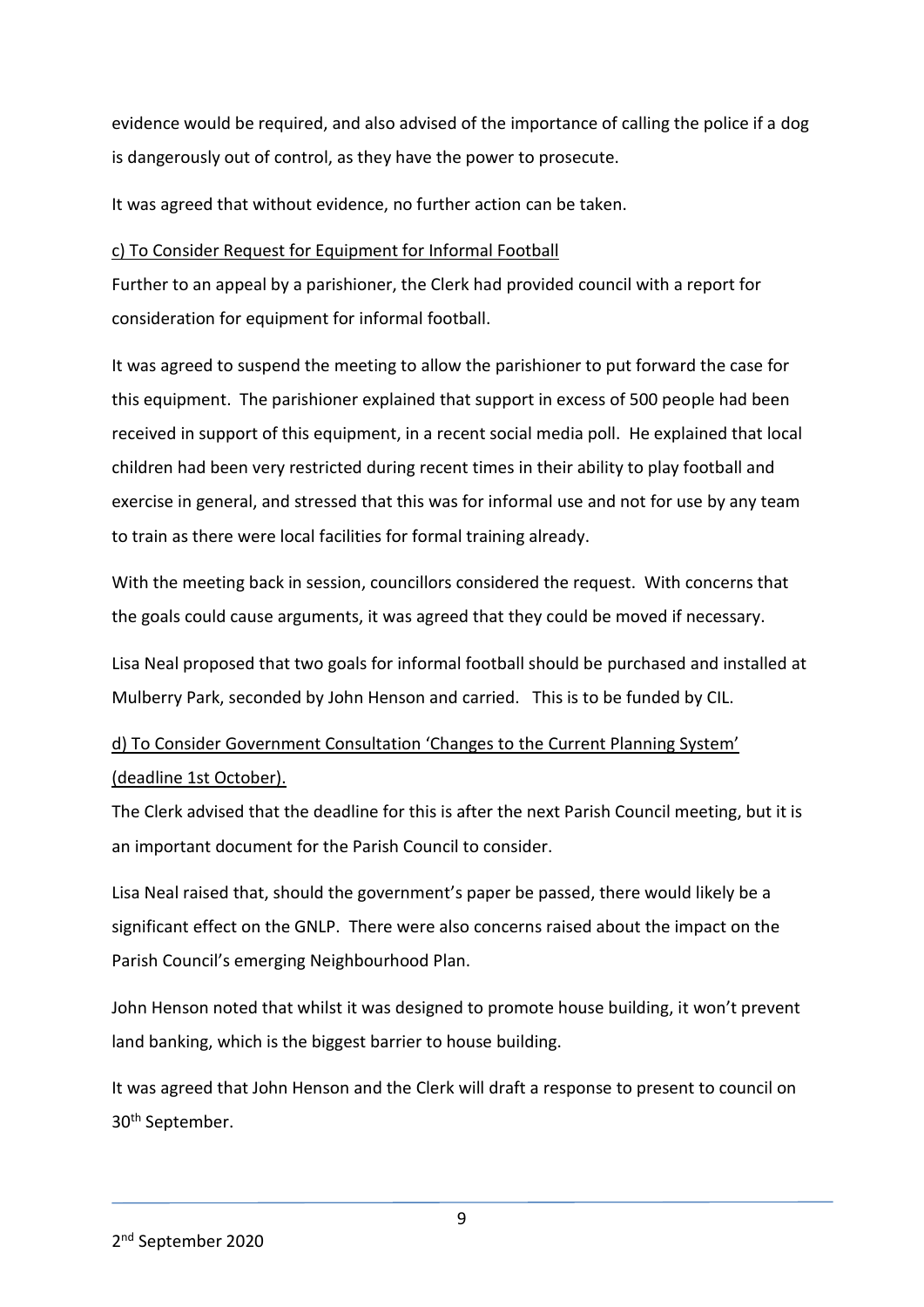evidence would be required, and also advised of the importance of calling the police if a dog is dangerously out of control, as they have the power to prosecute.

It was agreed that without evidence, no further action can be taken.

c) To Consider Request for Equipment for Informal Football

Further to an appeal by a parishioner, the Clerk had provided council with a report for consideration for equipment for informal football.

It was agreed to suspend the meeting to allow the parishioner to put forward the case for this equipment. The parishioner explained that support in excess of 500 people had been received in support of this equipment, in a recent social media poll. He explained that local children had been very restricted during recent times in their ability to play football and exercise in general, and stressed that this was for informal use and not for use by any team to train as there were local facilities for formal training already.

With the meeting back in session, councillors considered the request. With concerns that the goals could cause arguments, it was agreed that they could be moved if necessary.

Lisa Neal proposed that two goals for informal football should be purchased and installed at Mulberry Park, seconded by John Henson and carried. This is to be funded by CIL.

d) To Consider Government Consultation 'Changes to the Current Planning System' (deadline 1st October).

The Clerk advised that the deadline for this is after the next Parish Council meeting, but it is an important document for the Parish Council to consider.

Lisa Neal raised that, should the government's paper be passed, there would likely be a significant effect on the GNLP. There were also concerns raised about the impact on the Parish Council's emerging Neighbourhood Plan.

John Henson noted that whilst it was designed to promote house building, it won't prevent land banking, which is the biggest barrier to house building.

It was agreed that John Henson and the Clerk will draft a response to present to council on 30th September.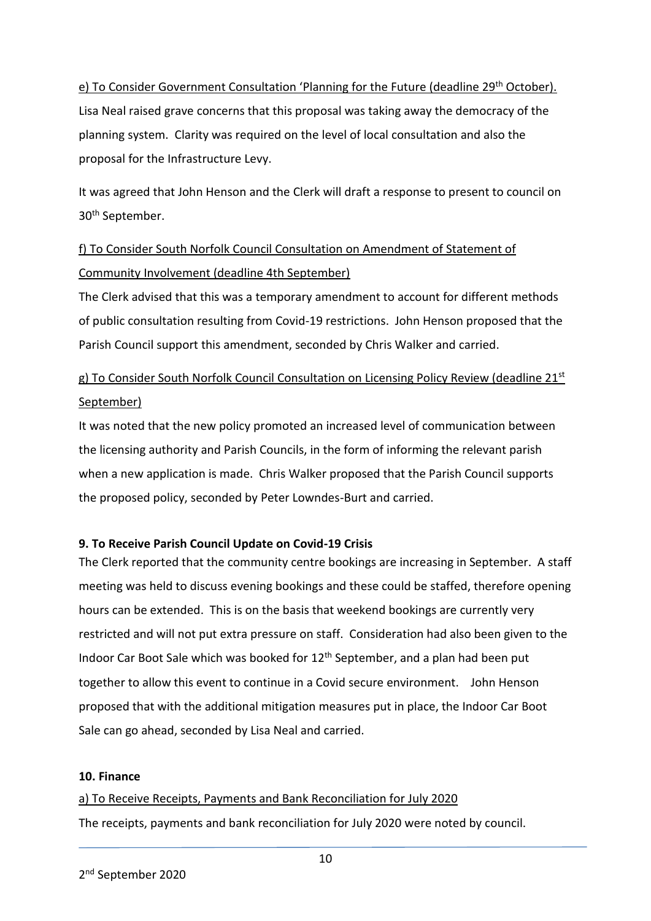e) To Consider Government Consultation 'Planning for the Future (deadline 29th October).

Lisa Neal raised grave concerns that this proposal was taking away the democracy of the planning system. Clarity was required on the level of local consultation and also the proposal for the Infrastructure Levy.

It was agreed that John Henson and the Clerk will draft a response to present to council on 30th September.

f) To Consider South Norfolk Council Consultation on Amendment of Statement of Community Involvement (deadline 4th September)

The Clerk advised that this was a temporary amendment to account for different methods of public consultation resulting from Covid-19 restrictions. John Henson proposed that the Parish Council support this amendment, seconded by Chris Walker and carried.

g) To Consider South Norfolk Council Consultation on Licensing Policy Review (deadline 21st September)

It was noted that the new policy promoted an increased level of communication between the licensing authority and Parish Councils, in the form of informing the relevant parish when a new application is made. Chris Walker proposed that the Parish Council supports the proposed policy, seconded by Peter Lowndes-Burt and carried.

**9. To Receive Parish Council Update on Covid-19 Crisis**

The Clerk reported that the community centre bookings are increasing in September. A staff meeting was held to discuss evening bookings and these could be staffed, therefore opening hours can be extended. This is on the basis that weekend bookings are currently very restricted and will not put extra pressure on staff. Consideration had also been given to the Indoor Car Boot Sale which was booked for 12th September, and a plan had been put together to allow this event to continue in a Covid secure environment. John Henson proposed that with the additional mitigation measures put in place, the Indoor Car Boot Sale can go ahead, seconded by Lisa Neal and carried.

**10. Finance**

a) To Receive Receipts, Payments and Bank Reconciliation for July 2020

The receipts, payments and bank reconciliation for July 2020 were noted by council.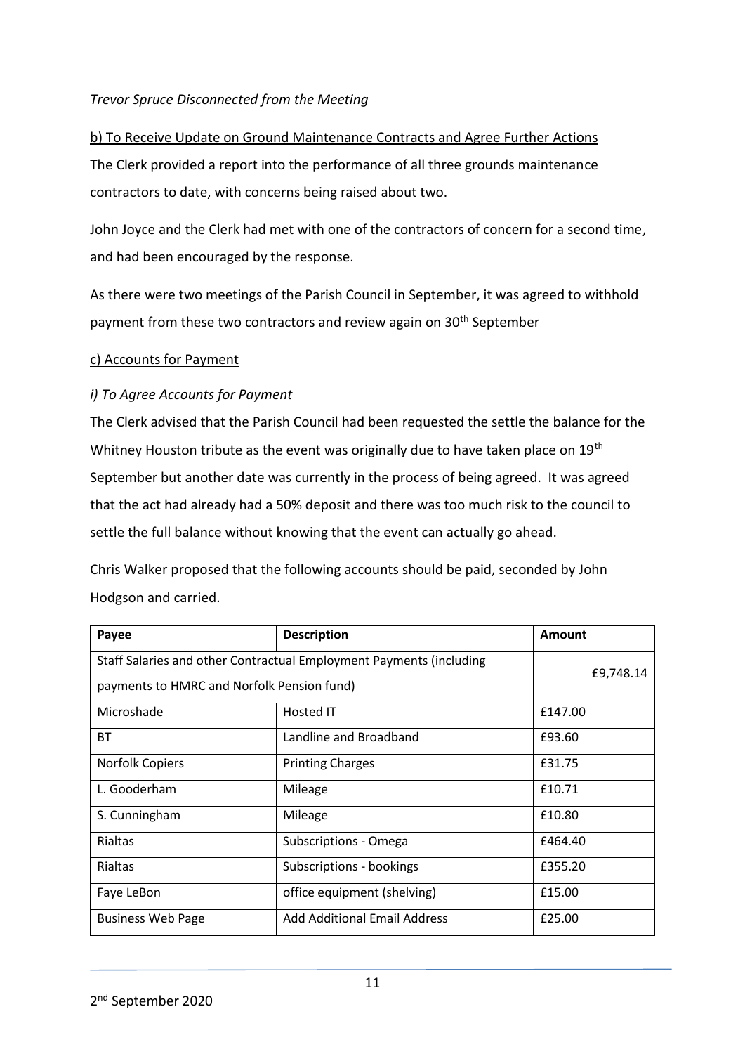*Trevor Spruce Disconnected from the Meeting*

b) To Receive Update on Ground Maintenance Contracts and Agree Further Actions

The Clerk provided a report into the performance of all three grounds maintenance contractors to date, with concerns being raised about two.

John Joyce and the Clerk had met with one of the contractors of concern for a second time, and had been encouraged by the response.

As there were two meetings of the Parish Council in September, it was agreed to withhold payment from these two contractors and review again on 30th September

c) Accounts for Payment

*i) To Agree Accounts for Payment*

The Clerk advised that the Parish Council had been requested the settle the balance for the Whitney Houston tribute as the event was originally due to have taken place on 19th September but another date was currently in the process of being agreed. It was agreed that the act had already had a 50% deposit and there was too much risk to the council to settle the full balance without knowing that the event can actually go ahead.

Chris Walker proposed that the following accounts should be paid, seconded by John Hodgson and carried.

| Payee | Description | Amount |
|---|---|---|
| Staff Salaries and other Contractual Employment Payments (including payments to HMRC and Norfolk Pension fund) | | £9,748.14 |
| Microshade | Hosted IT | £147.00 |
| BT | Landline and Broadband | £93.60 |
| Norfolk Copiers | Printing Charges | £31.75 |
| L. Gooderham | Mileage | £10.71 |
| S. Cunningham | Mileage | £10.80 |
| Rialtas | Subscriptions - Omega | £464.40 |
| Rialtas | Subscriptions - bookings | £355.20 |
| Faye LeBon | office equipment (shelving) | £15.00 |
| Business Web Page | Add Additional Email Address | £25.00 |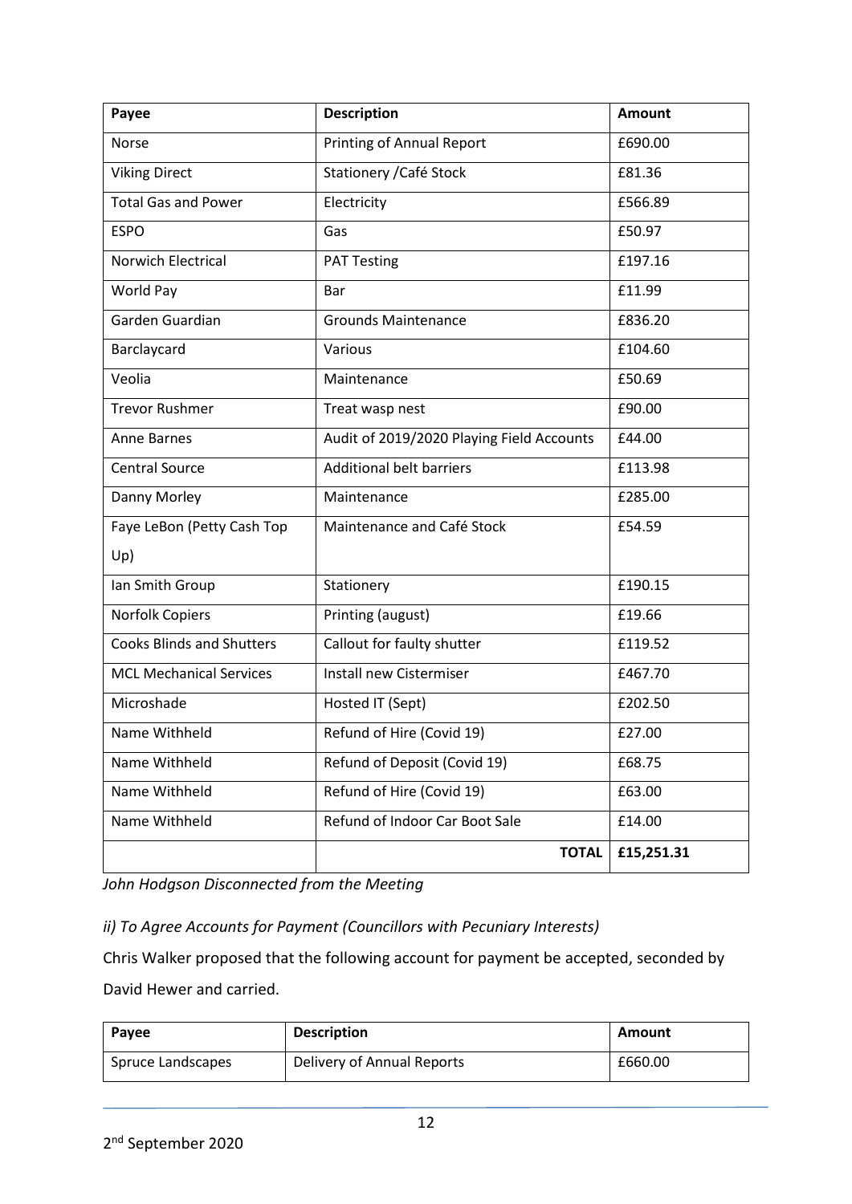| Payee | Description | Amount |
|---|---|---|
| Norse | Printing of Annual Report | £690.00 |
| Viking Direct | Stationery /Café Stock | £81.36 |
| Total Gas and Power | Electricity | £566.89 |
| ESPO | Gas | £50.97 |
| Norwich Electrical | PAT Testing | £197.16 |
| World Pay | Bar | £11.99 |
| Garden Guardian | Grounds Maintenance | £836.20 |
| Barclaycard | Various | £104.60 |
| Veolia | Maintenance | £50.69 |
| Trevor Rushmer | Treat wasp nest | £90.00 |
| Anne Barnes | Audit of 2019/2020 Playing Field Accounts | £44.00 |
| Central Source | Additional belt barriers | £113.98 |
| Danny Morley | Maintenance | £285.00 |
| Faye LeBon (Petty Cash Top Up) | Maintenance and Café Stock | £54.59 |
| Ian Smith Group | Stationery | £190.15 |
| Norfolk Copiers | Printing (august) | £19.66 |
| Cooks Blinds and Shutters | Callout for faulty shutter | £119.52 |
| MCL Mechanical Services | Install new Cistermiser | £467.70 |
| Microshade | Hosted IT (Sept) | £202.50 |
| Name Withheld | Refund of Hire (Covid 19) | £27.00 |
| Name Withheld | Refund of Deposit (Covid 19) | £68.75 |
| Name Withheld | Refund of Hire (Covid 19) | £63.00 |
| Name Withheld | Refund of Indoor Car Boot Sale | £14.00 |
| | **TOTAL** | **£15,251.31** |

*John Hodgson Disconnected from the Meeting*

*ii) To Agree Accounts for Payment (Councillors with Pecuniary Interests)*

Chris Walker proposed that the following account for payment be accepted, seconded by David Hewer and carried.

| Payee | Description | Amount |
|---|---|---|
| Spruce Landscapes | Delivery of Annual Reports | £660.00 |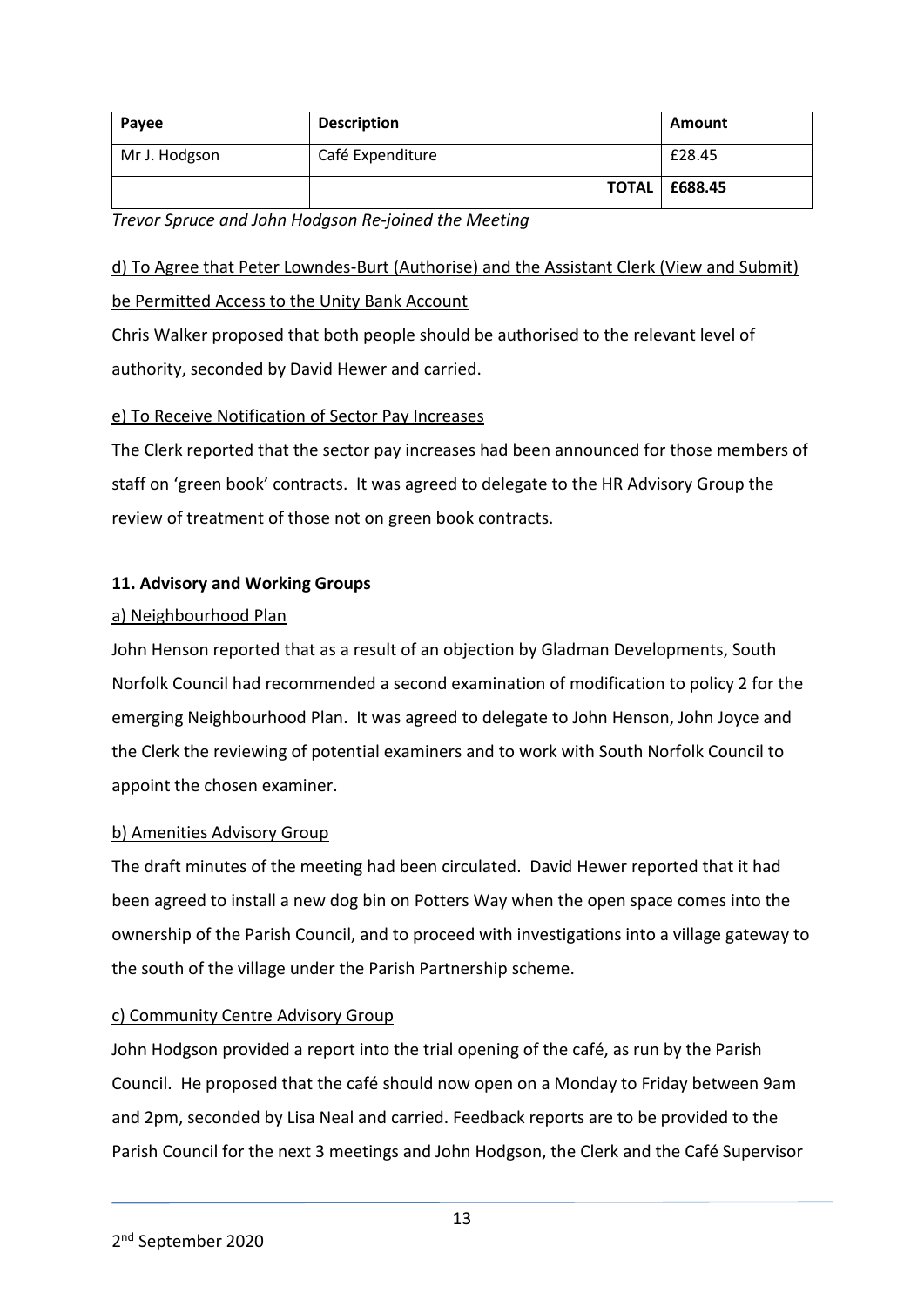| Payee | Description | Amount |
| --- | --- | --- |
| Mr J. Hodgson | Café Expenditure | £28.45 |
| | **TOTAL** | **£688.45** |

*Trevor Spruce and John Hodgson Re-joined the Meeting*

d) To Agree that Peter Lowndes-Burt (Authorise) and the Assistant Clerk (View and Submit) be Permitted Access to the Unity Bank Account

Chris Walker proposed that both people should be authorised to the relevant level of authority, seconded by David Hewer and carried.

e) To Receive Notification of Sector Pay Increases

The Clerk reported that the sector pay increases had been announced for those members of staff on 'green book' contracts. It was agreed to delegate to the HR Advisory Group the review of treatment of those not on green book contracts.

**11. Advisory and Working Groups**

a) Neighbourhood Plan

John Henson reported that as a result of an objection by Gladman Developments, South Norfolk Council had recommended a second examination of modification to policy 2 for the emerging Neighbourhood Plan. It was agreed to delegate to John Henson, John Joyce and the Clerk the reviewing of potential examiners and to work with South Norfolk Council to appoint the chosen examiner.

b) Amenities Advisory Group

The draft minutes of the meeting had been circulated. David Hewer reported that it had been agreed to install a new dog bin on Potters Way when the open space comes into the ownership of the Parish Council, and to proceed with investigations into a village gateway to the south of the village under the Parish Partnership scheme.

c) Community Centre Advisory Group

John Hodgson provided a report into the trial opening of the café, as run by the Parish Council. He proposed that the café should now open on a Monday to Friday between 9am and 2pm, seconded by Lisa Neal and carried. Feedback reports are to be provided to the Parish Council for the next 3 meetings and John Hodgson, the Clerk and the Café Supervisor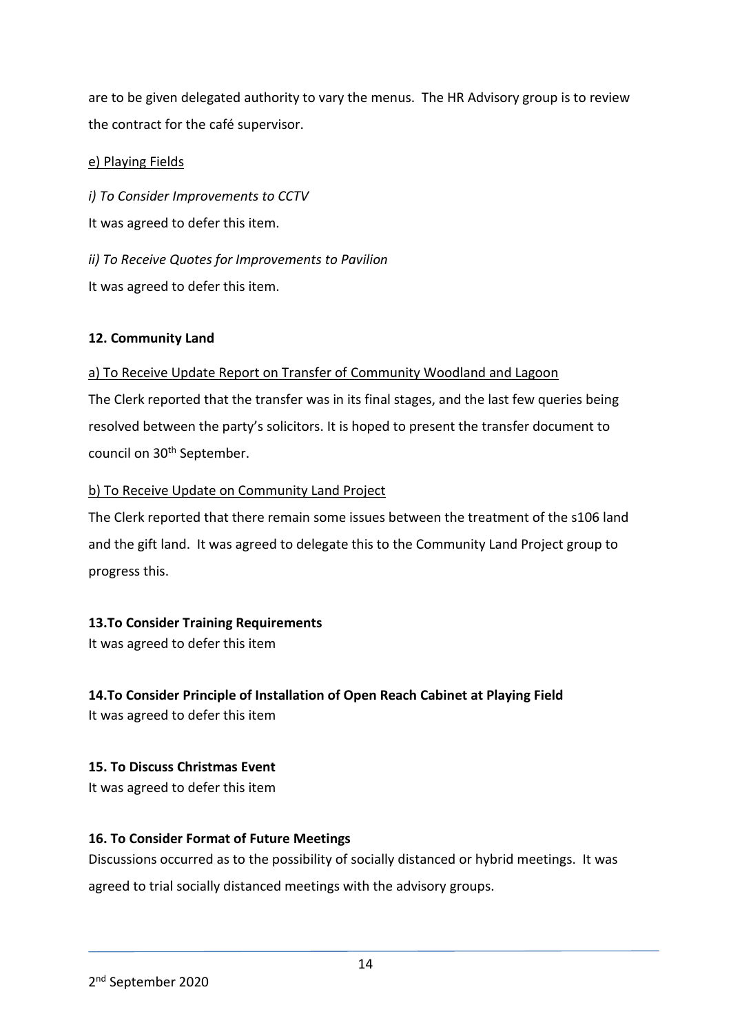are to be given delegated authority to vary the menus. The HR Advisory group is to review the contract for the café supervisor.

<u>e) Playing Fields</u>

*i) To Consider Improvements to CCTV*

It was agreed to defer this item.

*ii) To Receive Quotes for Improvements to Pavilion*

It was agreed to defer this item.

**12. Community Land**

<u>a) To Receive Update Report on Transfer of Community Woodland and Lagoon</u>

The Clerk reported that the transfer was in its final stages, and the last few queries being resolved between the party's solicitors. It is hoped to present the transfer document to council on 30th September.

<u>b) To Receive Update on Community Land Project</u>

The Clerk reported that there remain some issues between the treatment of the s106 land and the gift land. It was agreed to delegate this to the Community Land Project group to progress this.

**13.To Consider Training Requirements**

It was agreed to defer this item

**14.To Consider Principle of Installation of Open Reach Cabinet at Playing Field**

It was agreed to defer this item

**15. To Discuss Christmas Event**

It was agreed to defer this item

**16. To Consider Format of Future Meetings**

Discussions occurred as to the possibility of socially distanced or hybrid meetings. It was agreed to trial socially distanced meetings with the advisory groups.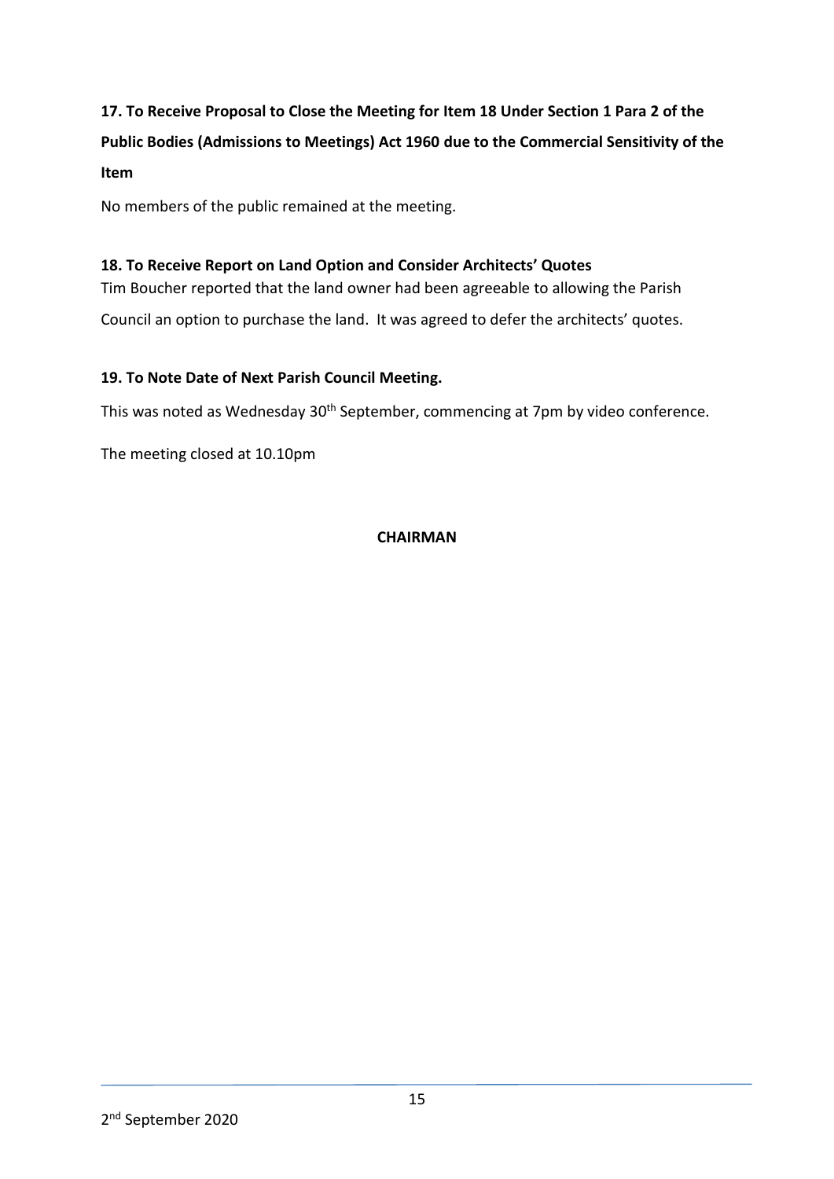**17. To Receive Proposal to Close the Meeting for Item 18 Under Section 1 Para 2 of the Public Bodies (Admissions to Meetings) Act 1960 due to the Commercial Sensitivity of the Item**

No members of the public remained at the meeting.

**18. To Receive Report on Land Option and Consider Architects' Quotes**

Tim Boucher reported that the land owner had been agreeable to allowing the Parish Council an option to purchase the land. It was agreed to defer the architects' quotes.

**19. To Note Date of Next Parish Council Meeting.**

This was noted as Wednesday 30th September, commencing at 7pm by video conference.

The meeting closed at 10.10pm

**CHAIRMAN**